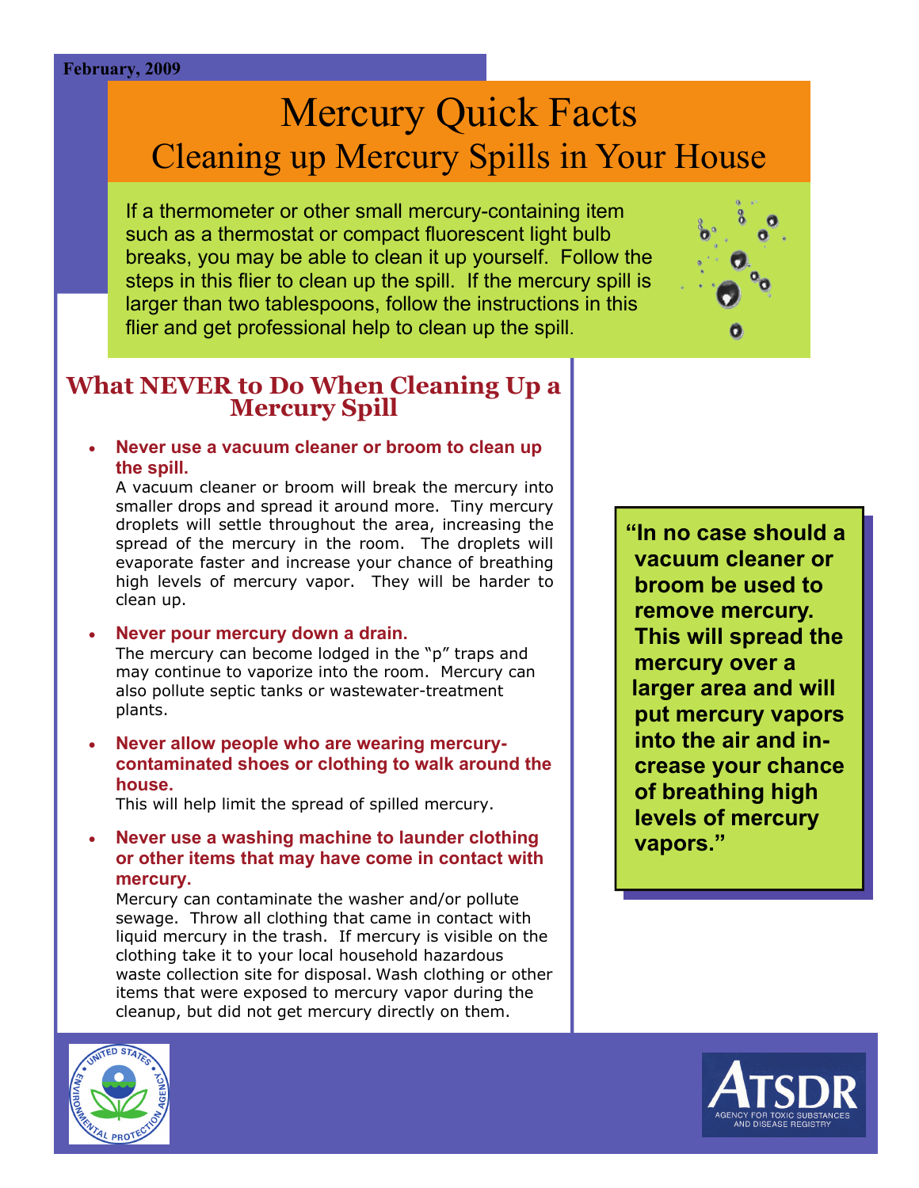February, 2009

# Mercury Quick Facts

## Cleaning up Mercury Spills in Your House

If a thermometer or other small mercury-containing item such as a thermostat or compact fluorescent light bulb breaks, you may be able to clean it up yourself. Follow the steps in this flier to clean up the spill. If the mercury spill is larger than two tablespoons, follow the instructions in this flier and get professional help to clean up the spill.

## What NEVER to Do When Cleaning Up a Mercury Spill

- **Never use a vacuum cleaner or broom to clean up the spill.**
  A vacuum cleaner or broom will break the mercury into smaller drops and spread it around more. Tiny mercury droplets will settle throughout the area, increasing the spread of the mercury in the room. The droplets will evaporate faster and increase your chance of breathing high levels of mercury vapor. They will be harder to clean up.

- **Never pour mercury down a drain.**
  The mercury can become lodged in the "p" traps and may continue to vaporize into the room. Mercury can also pollute septic tanks or wastewater-treatment plants.

- **Never allow people who are wearing mercury-contaminated shoes or clothing to walk around the house.**
  This will help limit the spread of spilled mercury.

- **Never use a washing machine to launder clothing or other items that may have come in contact with mercury.**
  Mercury can contaminate the washer and/or pollute sewage. Throw all clothing that came in contact with liquid mercury in the trash. If mercury is visible on the clothing take it to your local household hazardous waste collection site for disposal. Wash clothing or other items that were exposed to mercury vapor during the cleanup, but did not get mercury directly on them.

> **"In no case should a vacuum cleaner or broom be used to remove mercury. This will spread the mercury over a larger area and will put mercury vapors into the air and increase your chance of breathing high levels of mercury vapors."**

United States Environmental Protection Agency

ATSDR — Agency for Toxic Substances and Disease Registry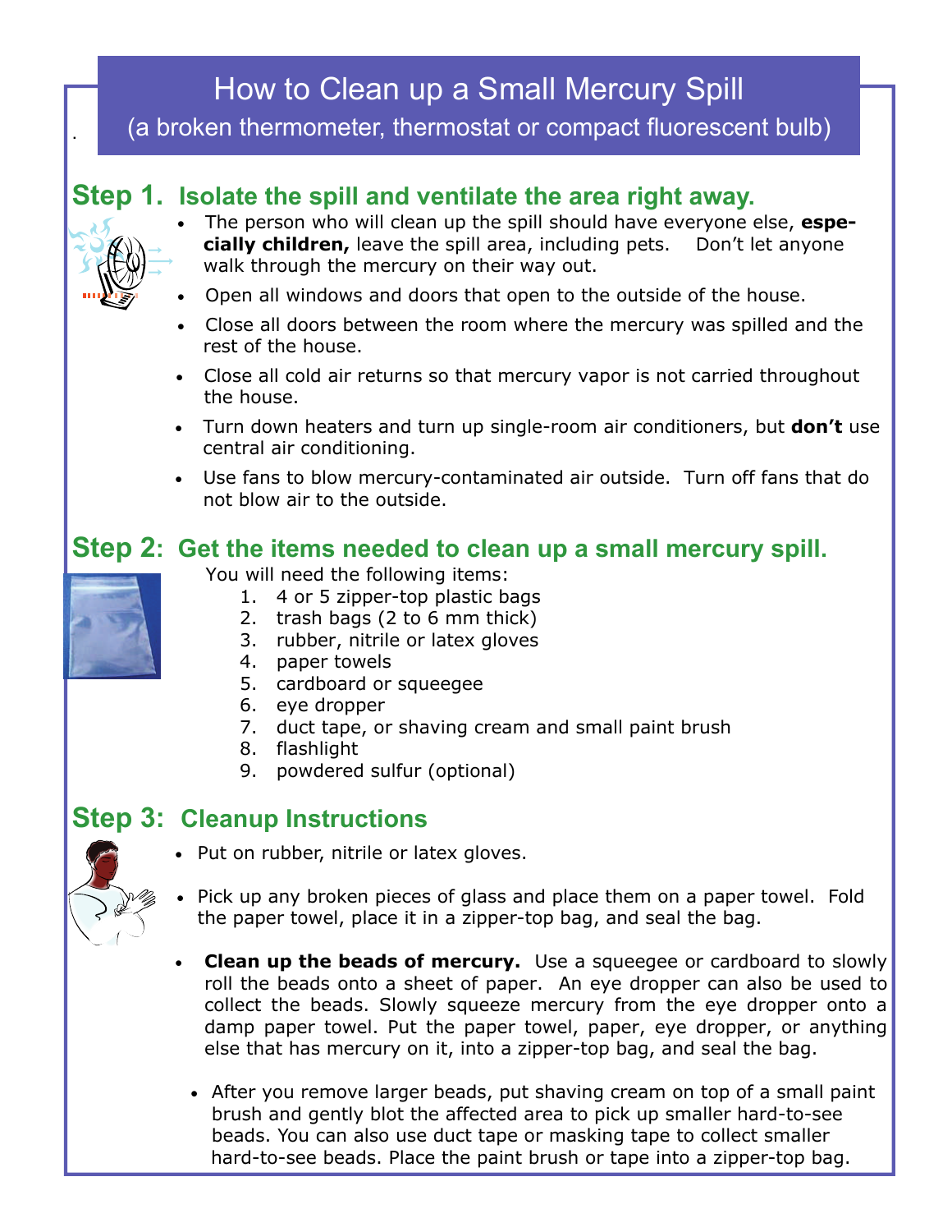# How to Clean up a Small Mercury Spill

(a broken thermometer, thermostat or compact fluorescent bulb)

## Step 1. Isolate the spill and ventilate the area right away.

- The person who will clean up the spill should have everyone else, **especially children,** leave the spill area, including pets. Don't let anyone walk through the mercury on their way out.
- Open all windows and doors that open to the outside of the house.
- Close all doors between the room where the mercury was spilled and the rest of the house.
- Close all cold air returns so that mercury vapor is not carried throughout the house.
- Turn down heaters and turn up single-room air conditioners, but **don't** use central air conditioning.
- Use fans to blow mercury-contaminated air outside. Turn off fans that do not blow air to the outside.

## Step 2: Get the items needed to clean up a small mercury spill.

You will need the following items:

1. 4 or 5 zipper-top plastic bags
2. trash bags (2 to 6 mm thick)
3. rubber, nitrile or latex gloves
4. paper towels
5. cardboard or squeegee
6. eye dropper
7. duct tape, or shaving cream and small paint brush
8. flashlight
9. powdered sulfur (optional)

## Step 3: Cleanup Instructions

- Put on rubber, nitrile or latex gloves.
- Pick up any broken pieces of glass and place them on a paper towel. Fold the paper towel, place it in a zipper-top bag, and seal the bag.
- **Clean up the beads of mercury.** Use a squeegee or cardboard to slowly roll the beads onto a sheet of paper. An eye dropper can also be used to collect the beads. Slowly squeeze mercury from the eye dropper onto a damp paper towel. Put the paper towel, paper, eye dropper, or anything else that has mercury on it, into a zipper-top bag, and seal the bag.
- After you remove larger beads, put shaving cream on top of a small paint brush and gently blot the affected area to pick up smaller hard-to-see beads. You can also use duct tape or masking tape to collect smaller hard-to-see beads. Place the paint brush or tape into a zipper-top bag.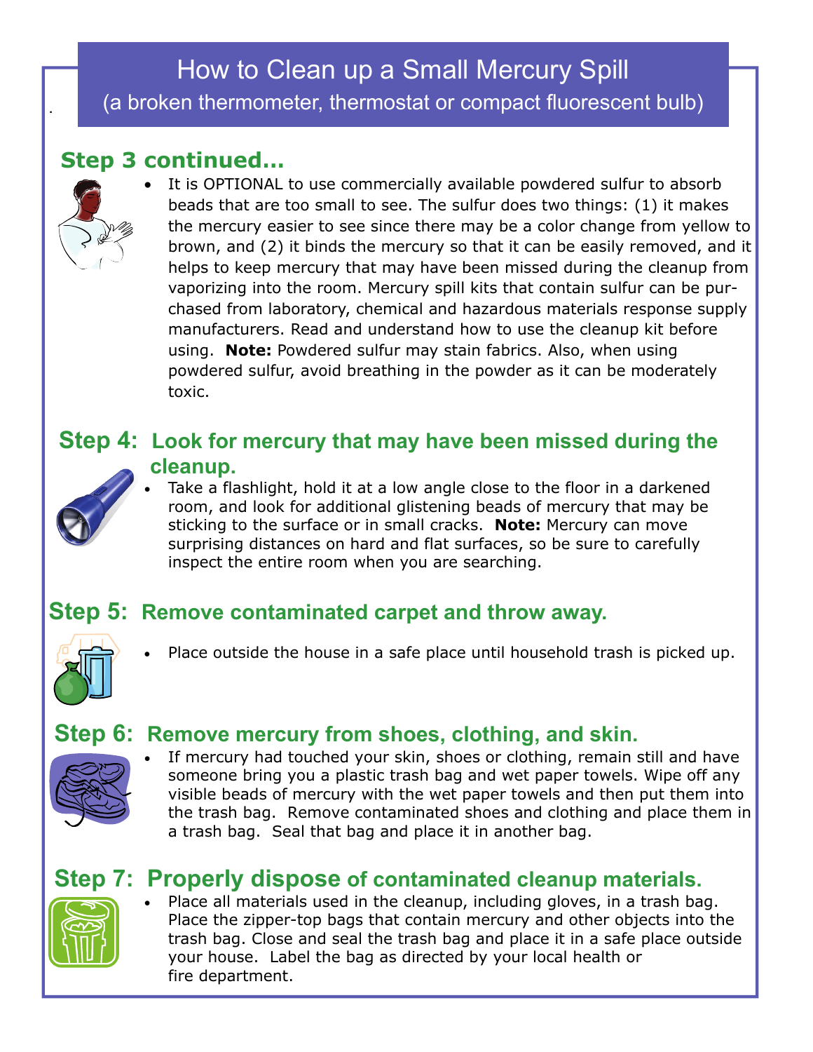# How to Clean up a Small Mercury Spill

(a broken thermometer, thermostat or compact fluorescent bulb)

## Step 3 continued...

- It is OPTIONAL to use commercially available powdered sulfur to absorb beads that are too small to see. The sulfur does two things: (1) it makes the mercury easier to see since there may be a color change from yellow to brown, and (2) it binds the mercury so that it can be easily removed, and it helps to keep mercury that may have been missed during the cleanup from vaporizing into the room. Mercury spill kits that contain sulfur can be purchased from laboratory, chemical and hazardous materials response supply manufacturers. Read and understand how to use the cleanup kit before using. **Note:** Powdered sulfur may stain fabrics. Also, when using powdered sulfur, avoid breathing in the powder as it can be moderately toxic.

## Step 4: Look for mercury that may have been missed during the cleanup.

- Take a flashlight, hold it at a low angle close to the floor in a darkened room, and look for additional glistening beads of mercury that may be sticking to the surface or in small cracks. **Note:** Mercury can move surprising distances on hard and flat surfaces, so be sure to carefully inspect the entire room when you are searching.

## Step 5: Remove contaminated carpet and throw away.

- Place outside the house in a safe place until household trash is picked up.

## Step 6: Remove mercury from shoes, clothing, and skin.

- If mercury had touched your skin, shoes or clothing, remain still and have someone bring you a plastic trash bag and wet paper towels. Wipe off any visible beads of mercury with the wet paper towels and then put them into the trash bag. Remove contaminated shoes and clothing and place them in a trash bag. Seal that bag and place it in another bag.

## Step 7: Properly dispose of contaminated cleanup materials.

- Place all materials used in the cleanup, including gloves, in a trash bag. Place the zipper-top bags that contain mercury and other objects into the trash bag. Close and seal the trash bag and place it in a safe place outside your house. Label the bag as directed by your local health or fire department.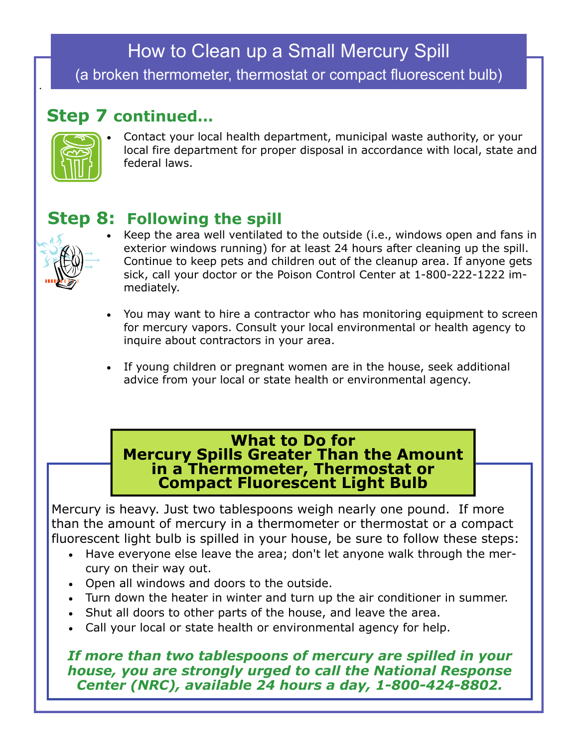# How to Clean up a Small Mercury Spill

(a broken thermometer, thermostat or compact fluorescent bulb)

## Step 7 continued...

- Contact your local health department, municipal waste authority, or your local fire department for proper disposal in accordance with local, state and federal laws.

## Step 8: Following the spill

- Keep the area well ventilated to the outside (i.e., windows open and fans in exterior windows running) for at least 24 hours after cleaning up the spill. Continue to keep pets and children out of the cleanup area. If anyone gets sick, call your doctor or the Poison Control Center at 1-800-222-1222 immediately.

- You may want to hire a contractor who has monitoring equipment to screen for mercury vapors. Consult your local environmental or health agency to inquire about contractors in your area.

- If young children or pregnant women are in the house, seek additional advice from your local or state health or environmental agency.

## What to Do for Mercury Spills Greater Than the Amount in a Thermometer, Thermostat or Compact Fluorescent Light Bulb

Mercury is heavy. Just two tablespoons weigh nearly one pound. If more than the amount of mercury in a thermometer or thermostat or a compact fluorescent light bulb is spilled in your house, be sure to follow these steps:

- Have everyone else leave the area; don't let anyone walk through the mercury on their way out.
- Open all windows and doors to the outside.
- Turn down the heater in winter and turn up the air conditioner in summer.
- Shut all doors to other parts of the house, and leave the area.
- Call your local or state health or environmental agency for help.

***If more than two tablespoons of mercury are spilled in your house, you are strongly urged to call the National Response Center (NRC), available 24 hours a day, 1-800-424-8802.***